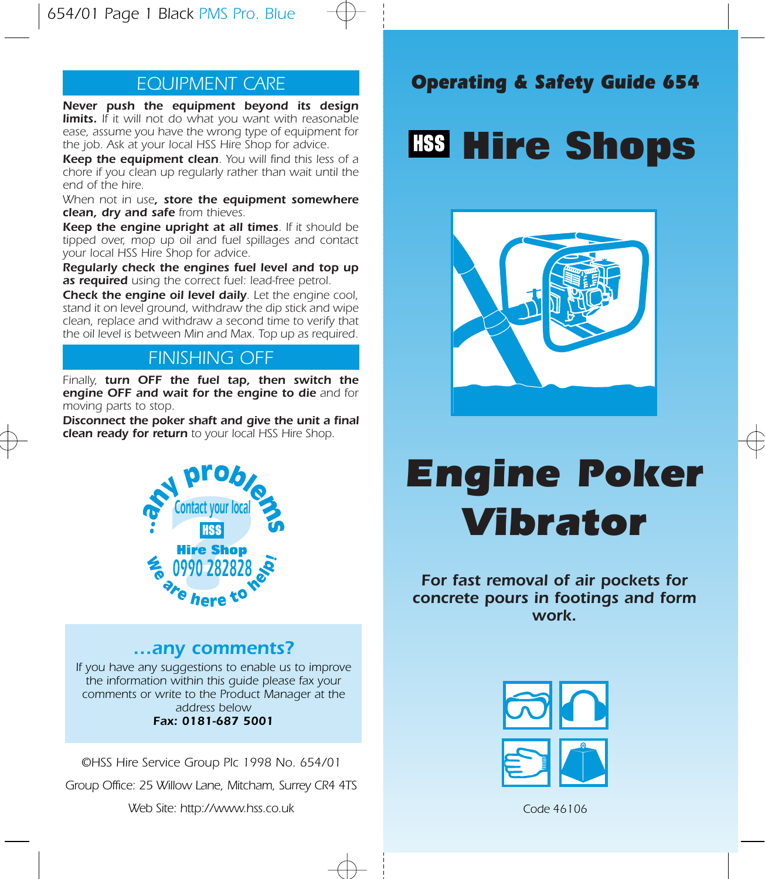## EQUIPMENT CARE

***Never push the equipment beyond its design limits.*** *If it will not do what you want with reasonable ease, assume you have the wrong type of equipment for the job. Ask at your local HSS Hire Shop for advice.*

***Keep the equipment clean****. You will find this less of a chore if you clean up regularly rather than wait until the end of the hire.*

*When not in use****, store the equipment somewhere clean, dry and safe*** *from thieves.*

***Keep the engine upright at all times****. If it should be tipped over, mop up oil and fuel spillages and contact your local HSS Hire Shop for advice.*

***Regularly check the engines fuel level and top up as required*** *using the correct fuel: lead-free petrol.*

***Check the engine oil level daily****. Let the engine cool, stand it on level ground, withdraw the dip stick and wipe clean, replace and withdraw a second time to verify that the oil level is between Min and Max. Top up as required.*

## FINISHING OFF

*Finally,* ***turn OFF the fuel tap, then switch the engine OFF and wait for the engine to die*** *and for moving parts to stop.*

***Disconnect the poker shaft and give the unit a final clean ready for return*** *to your local HSS Hire Shop.*

**...any problems** Contact your local **HSS Hire Shop** 0990 282828 **We are here to help!**

### ...any comments?

If you have any suggestions to enable us to improve the information within this guide please fax your comments or write to the Product Manager at the address below

**Fax: 0181-687 5001**

©HSS Hire Service Group Plc 1998 No. 654/01

Group Office: 25 Willow Lane, Mitcham, Surrey CR4 4TS

Web Site: http://www.hss.co.uk

**Operating & Safety Guide 654**

# HSS Hire Shops

# Engine Poker Vibrator

***For fast removal of air pockets for concrete pours in footings and form work.***

Code 46106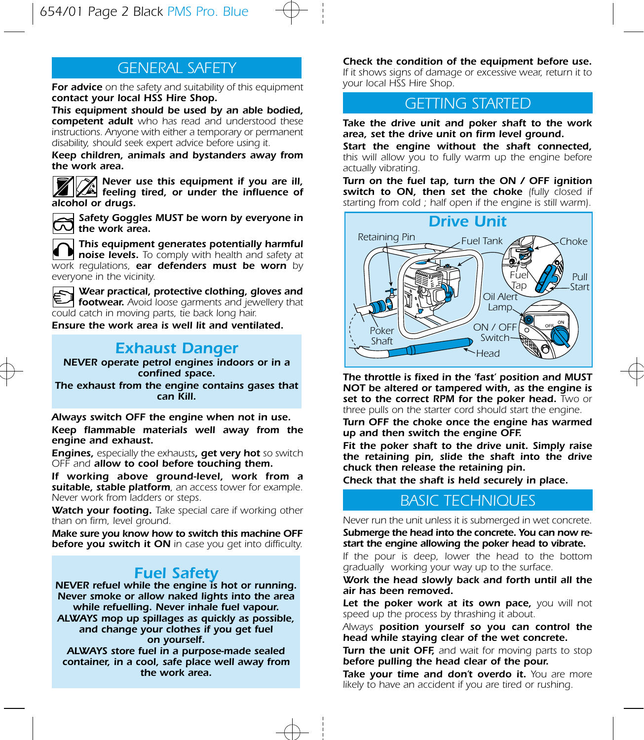## GENERAL SAFETY

**For advice** on the safety and suitability of this equipment **contact your local HSS Hire Shop.**

**This equipment should be used by an able bodied, competent adult** who has read and understood these instructions. Anyone with either a temporary or permanent disability, should seek expert advice before using it.

**Keep children, animals and bystanders away from the work area.**

**Never use this equipment if you are ill, feeling tired, or under the influence of alcohol or drugs.**

**Safety Goggles MUST be worn by everyone in the work area.**

**This equipment generates potentially harmful noise levels.** To comply with health and safety at work regulations, **ear defenders must be worn** by everyone in the vicinity.

**Wear practical, protective clothing, gloves and footwear.** Avoid loose garments and jewellery that could catch in moving parts, tie back long hair.

**Ensure the work area is well lit and ventilated.**

### Exhaust Danger

**NEVER operate petrol engines indoors or in a confined space.**

**The exhaust from the engine contains gases that can Kill.**

**Always switch OFF the engine when not in use.**

**Keep flammable materials well away from the engine and exhaust.**

**Engines,** especially the exhausts**, get very hot** so switch OFF and **allow to cool before touching them.**

**If working above ground-level, work from a suitable, stable platform**, an access tower for example. Never work from ladders or steps.

**Watch your footing.** Take special care if working other than on firm, level ground.

**Make sure you know how to switch this machine OFF before you switch it ON** in case you get into difficulty.

### Fuel Safety

**NEVER refuel while the engine is hot or running. Never smoke or allow naked lights into the area while refuelling. Never inhale fuel vapour. ALWAYS mop up spillages as quickly as possible, and change your clothes if you get fuel on yourself. ALWAYS store fuel in a purpose-made sealed container, in a cool, safe place well away from the work area.**

**Check the condition of the equipment before use.** If it shows signs of damage or excessive wear, return it to your local HSS Hire Shop.

## GETTING STARTED

**Take the drive unit and poker shaft to the work area, set the drive unit on firm level ground.**

**Start the engine without the shaft connected,** this will allow you to fully warm up the engine before actually vibrating.

**Turn on the fuel tap, turn the ON / OFF ignition switch to ON, then set the choke** (fully closed if starting from cold ; half open if the engine is still warm).

### Drive Unit

Retaining Pin
Fuel Tank
Choke
Fuel Tap
Pull Start
Oil Alert Lamp
ON / OFF Switch
Poker Shaft
Head

**The throttle is fixed in the 'fast' position and MUST NOT be altered or tampered with, as the engine is set to the correct RPM for the poker head.** Two or three pulls on the starter cord should start the engine.

**Turn OFF the choke once the engine has warmed up and then switch the engine OFF.**

**Fit the poker shaft to the drive unit. Simply raise the retaining pin, slide the shaft into the drive chuck then release the retaining pin.**

**Check that the shaft is held securely in place.**

## BASIC TECHNIQUES

Never run the unit unless it is submerged in wet concrete.

**Submerge the head into the concrete. You can now re-start the engine allowing the poker head to vibrate.**

If the pour is deep, lower the head to the bottom gradually working your way up to the surface.

**Work the head slowly back and forth until all the air has been removed.**

**Let the poker work at its own pace,** you will not speed up the process by thrashing it about.

Always **position yourself so you can control the head while staying clear of the wet concrete.**

**Turn the unit OFF,** and wait for moving parts to stop **before pulling the head clear of the pour.**

**Take your time and don't overdo it.** You are more likely to have an accident if you are tired or rushing.